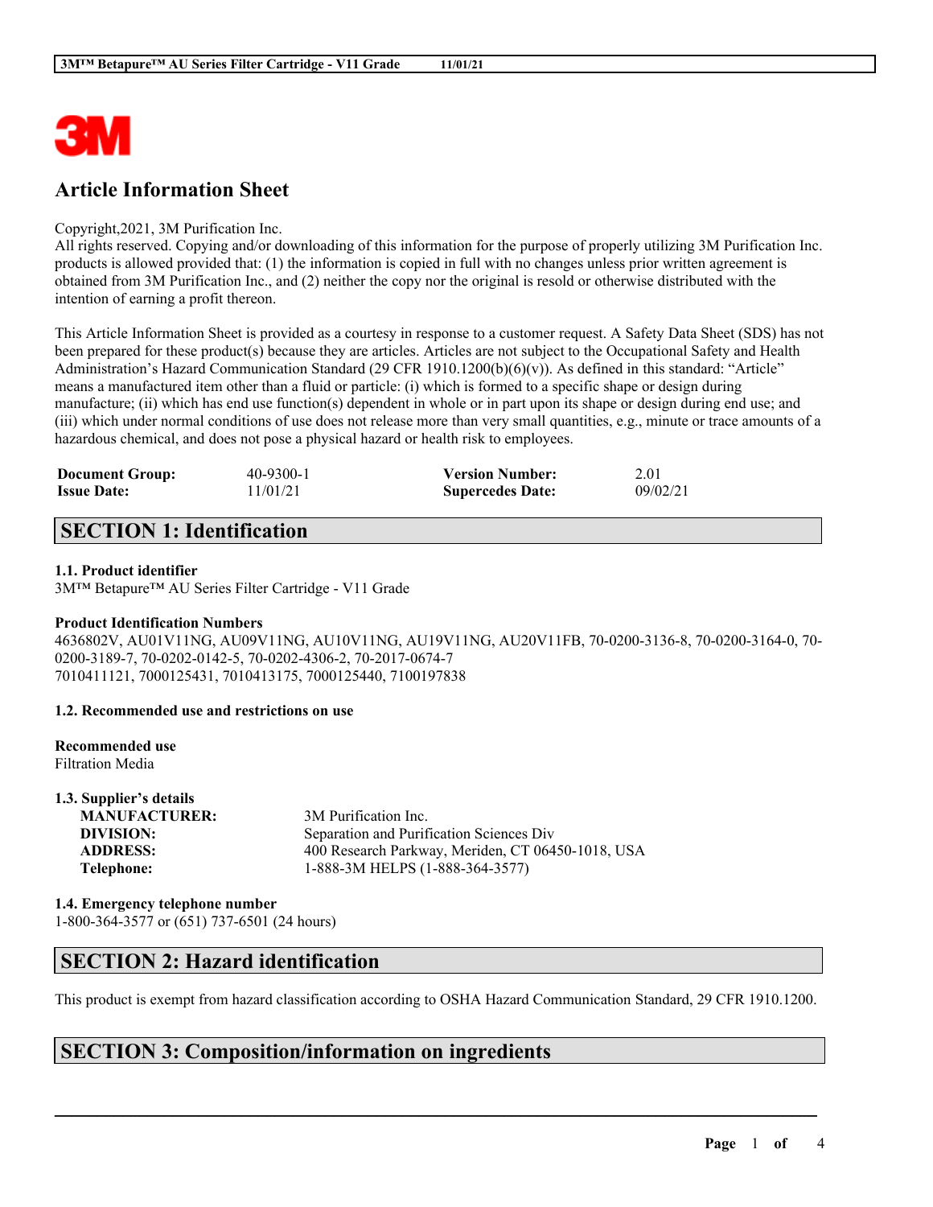# Article Information Sheet

Copyright,2021, 3M Purification Inc.
All rights reserved. Copying and/or downloading of this information for the purpose of properly utilizing 3M Purification Inc. products is allowed provided that: (1) the information is copied in full with no changes unless prior written agreement is obtained from 3M Purification Inc., and (2) neither the copy nor the original is resold or otherwise distributed with the intention of earning a profit thereon.

This Article Information Sheet is provided as a courtesy in response to a customer request. A Safety Data Sheet (SDS) has not been prepared for these product(s) because they are articles. Articles are not subject to the Occupational Safety and Health Administration's Hazard Communication Standard (29 CFR 1910.1200(b)(6)(v)). As defined in this standard: "Article" means a manufactured item other than a fluid or particle: (i) which is formed to a specific shape or design during manufacture; (ii) which has end use function(s) dependent in whole or in part upon its shape or design during end use; and (iii) which under normal conditions of use does not release more than very small quantities, e.g., minute or trace amounts of a hazardous chemical, and does not pose a physical hazard or health risk to employees.

| | | | |
|---|---|---|---|
| **Document Group:** | 40-9300-1 | **Version Number:** | 2.01 |
| **Issue Date:** | 11/01/21 | **Supercedes Date:** | 09/02/21 |

## SECTION 1: Identification

### 1.1. Product identifier

3M™ Betapure™ AU Series Filter Cartridge - V11 Grade

**Product Identification Numbers**

4636802V, AU01V11NG, AU09V11NG, AU10V11NG, AU19V11NG, AU20V11FB, 70-0200-3136-8, 70-0200-3164-0, 70-0200-3189-7, 70-0202-0142-5, 70-0202-4306-2, 70-2017-0674-7
7010411121, 7000125431, 7010413175, 7000125440, 7100197838

### 1.2. Recommended use and restrictions on use

**Recommended use**

Filtration Media

### 1.3. Supplier's details

| | |
|---|---|
| **MANUFACTURER:** | 3M Purification Inc. |
| **DIVISION:** | Separation and Purification Sciences Div |
| **ADDRESS:** | 400 Research Parkway, Meriden, CT 06450-1018, USA |
| **Telephone:** | 1-888-3M HELPS (1-888-364-3577) |

### 1.4. Emergency telephone number

1-800-364-3577 or (651) 737-6501 (24 hours)

## SECTION 2: Hazard identification

This product is exempt from hazard classification according to OSHA Hazard Communication Standard, 29 CFR 1910.1200.

## SECTION 3: Composition/information on ingredients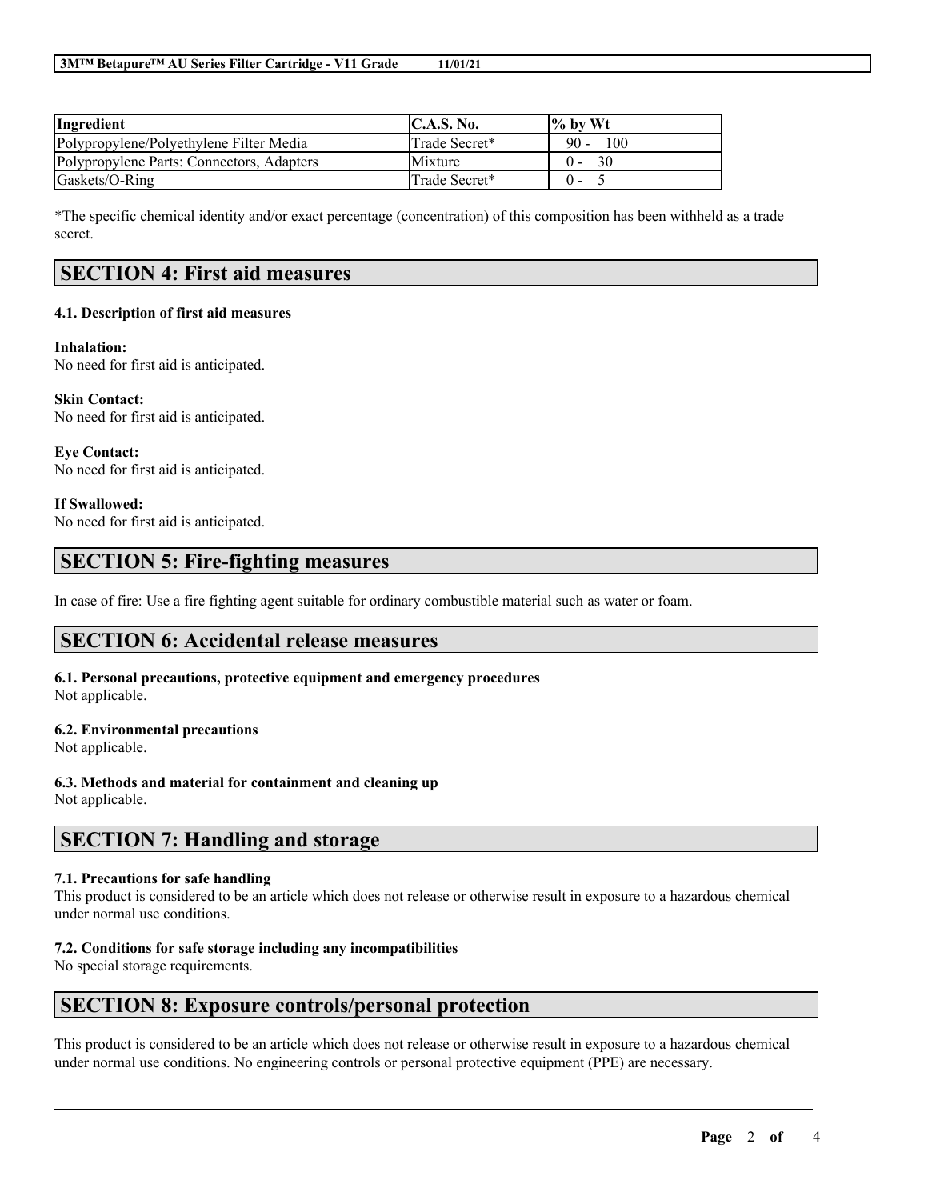| Ingredient | C.A.S. No. | % by Wt |
| --- | --- | --- |
| Polypropylene/Polyethylene Filter Media | Trade Secret* | 90 - 100 |
| Polypropylene Parts: Connectors, Adapters | Mixture | 0 - 30 |
| Gaskets/O-Ring | Trade Secret* | 0 - 5 |

*The specific chemical identity and/or exact percentage (concentration) of this composition has been withheld as a trade secret.

## SECTION 4: First aid measures

### 4.1. Description of first aid measures

**Inhalation:**
No need for first aid is anticipated.

**Skin Contact:**
No need for first aid is anticipated.

**Eye Contact:**
No need for first aid is anticipated.

**If Swallowed:**
No need for first aid is anticipated.

## SECTION 5: Fire-fighting measures

In case of fire: Use a fire fighting agent suitable for ordinary combustible material such as water or foam.

## SECTION 6: Accidental release measures

### 6.1. Personal precautions, protective equipment and emergency procedures

Not applicable.

### 6.2. Environmental precautions

Not applicable.

### 6.3. Methods and material for containment and cleaning up

Not applicable.

## SECTION 7: Handling and storage

### 7.1. Precautions for safe handling

This product is considered to be an article which does not release or otherwise result in exposure to a hazardous chemical under normal use conditions.

### 7.2. Conditions for safe storage including any incompatibilities

No special storage requirements.

## SECTION 8: Exposure controls/personal protection

This product is considered to be an article which does not release or otherwise result in exposure to a hazardous chemical under normal use conditions. No engineering controls or personal protective equipment (PPE) are necessary.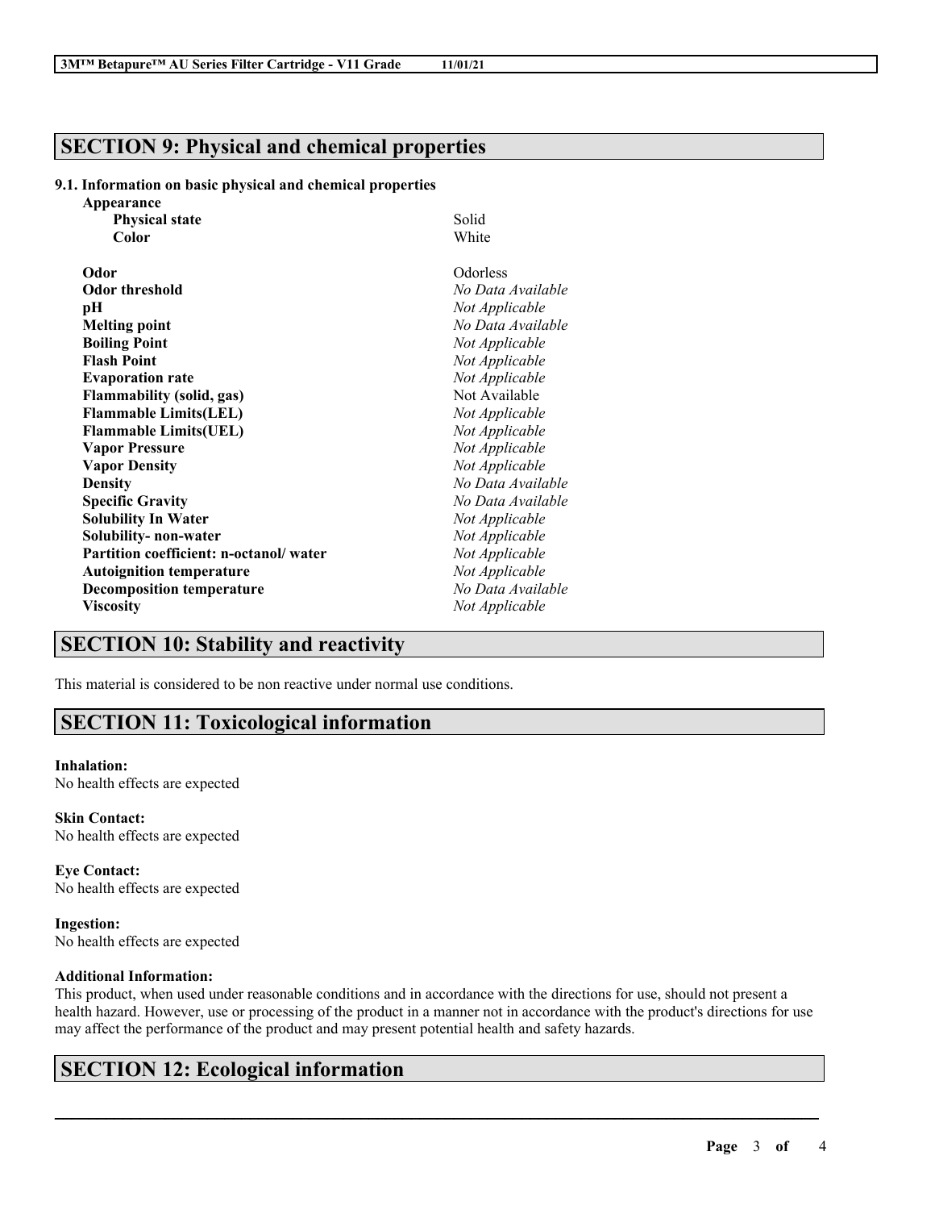## SECTION 9: Physical and chemical properties

### 9.1. Information on basic physical and chemical properties

| | |
|---|---|
| **Appearance** | |
| **Physical state** | Solid |
| **Color** | White |
| **Odor** | Odorless |
| **Odor threshold** | *No Data Available* |
| **pH** | *Not Applicable* |
| **Melting point** | *No Data Available* |
| **Boiling Point** | *Not Applicable* |
| **Flash Point** | *Not Applicable* |
| **Evaporation rate** | *Not Applicable* |
| **Flammability (solid, gas)** | Not Available |
| **Flammable Limits(LEL)** | *Not Applicable* |
| **Flammable Limits(UEL)** | *Not Applicable* |
| **Vapor Pressure** | *Not Applicable* |
| **Vapor Density** | *Not Applicable* |
| **Density** | *No Data Available* |
| **Specific Gravity** | *No Data Available* |
| **Solubility In Water** | *Not Applicable* |
| **Solubility- non-water** | *Not Applicable* |
| **Partition coefficient: n-octanol/ water** | *Not Applicable* |
| **Autoignition temperature** | *Not Applicable* |
| **Decomposition temperature** | *No Data Available* |
| **Viscosity** | *Not Applicable* |

## SECTION 10: Stability and reactivity

This material is considered to be non reactive under normal use conditions.

## SECTION 11: Toxicological information

**Inhalation:**
No health effects are expected

**Skin Contact:**
No health effects are expected

**Eye Contact:**
No health effects are expected

**Ingestion:**
No health effects are expected

**Additional Information:**
This product, when used under reasonable conditions and in accordance with the directions for use, should not present a health hazard. However, use or processing of the product in a manner not in accordance with the product's directions for use may affect the performance of the product and may present potential health and safety hazards.

## SECTION 12: Ecological information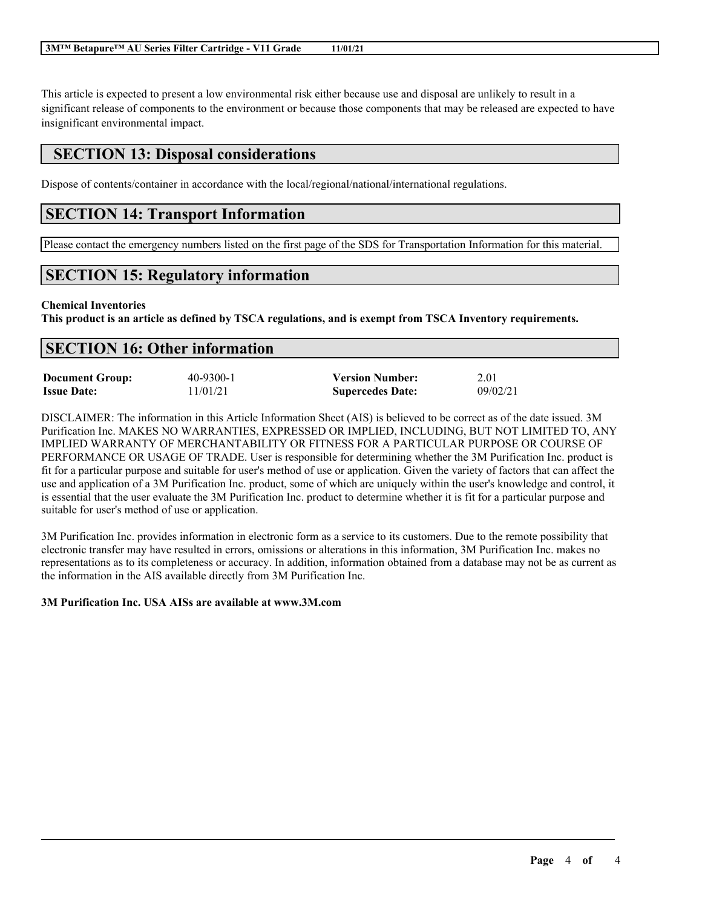This article is expected to present a low environmental risk either because use and disposal are unlikely to result in a significant release of components to the environment or because those components that may be released are expected to have insignificant environmental impact.

## SECTION 13: Disposal considerations

Dispose of contents/container in accordance with the local/regional/national/international regulations.

## SECTION 14: Transport Information

Please contact the emergency numbers listed on the first page of the SDS for Transportation Information for this material.

## SECTION 15: Regulatory information

**Chemical Inventories**

**This product is an article as defined by TSCA regulations, and is exempt from TSCA Inventory requirements.**

## SECTION 16: Other information

| | | | |
|---|---|---|---|
| **Document Group:** | 40-9300-1 | **Version Number:** | 2.01 |
| **Issue Date:** | 11/01/21 | **Supercedes Date:** | 09/02/21 |

DISCLAIMER: The information in this Article Information Sheet (AIS) is believed to be correct as of the date issued. 3M Purification Inc. MAKES NO WARRANTIES, EXPRESSED OR IMPLIED, INCLUDING, BUT NOT LIMITED TO, ANY IMPLIED WARRANTY OF MERCHANTABILITY OR FITNESS FOR A PARTICULAR PURPOSE OR COURSE OF PERFORMANCE OR USAGE OF TRADE. User is responsible for determining whether the 3M Purification Inc. product is fit for a particular purpose and suitable for user's method of use or application. Given the variety of factors that can affect the use and application of a 3M Purification Inc. product, some of which are uniquely within the user's knowledge and control, it is essential that the user evaluate the 3M Purification Inc. product to determine whether it is fit for a particular purpose and suitable for user's method of use or application.

3M Purification Inc. provides information in electronic form as a service to its customers. Due to the remote possibility that electronic transfer may have resulted in errors, omissions or alterations in this information, 3M Purification Inc. makes no representations as to its completeness or accuracy. In addition, information obtained from a database may not be as current as the information in the AIS available directly from 3M Purification Inc.

**3M Purification Inc. USA AISs are available at www.3M.com**